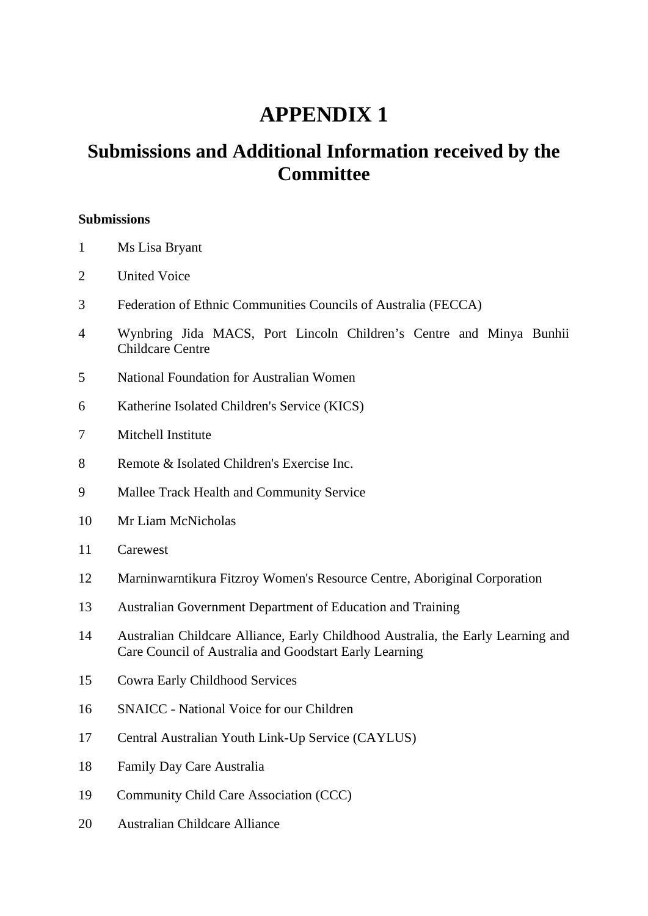# APPENDIX 1

## Submissions and Additional Information received by the Committee

**Submissions**

1 Ms Lisa Bryant

2 United Voice

3 Federation of Ethnic Communities Councils of Australia (FECCA)

4 Wynbring Jida MACS, Port Lincoln Children's Centre and Minya Bunhii Childcare Centre

5 National Foundation for Australian Women

6 Katherine Isolated Children's Service (KICS)

7 Mitchell Institute

8 Remote & Isolated Children's Exercise Inc.

9 Mallee Track Health and Community Service

10 Mr Liam McNicholas

11 Carewest

12 Marninwarntikura Fitzroy Women's Resource Centre, Aboriginal Corporation

13 Australian Government Department of Education and Training

14 Australian Childcare Alliance, Early Childhood Australia, the Early Learning and Care Council of Australia and Goodstart Early Learning

15 Cowra Early Childhood Services

16 SNAICC - National Voice for our Children

17 Central Australian Youth Link-Up Service (CAYLUS)

18 Family Day Care Australia

19 Community Child Care Association (CCC)

20 Australian Childcare Alliance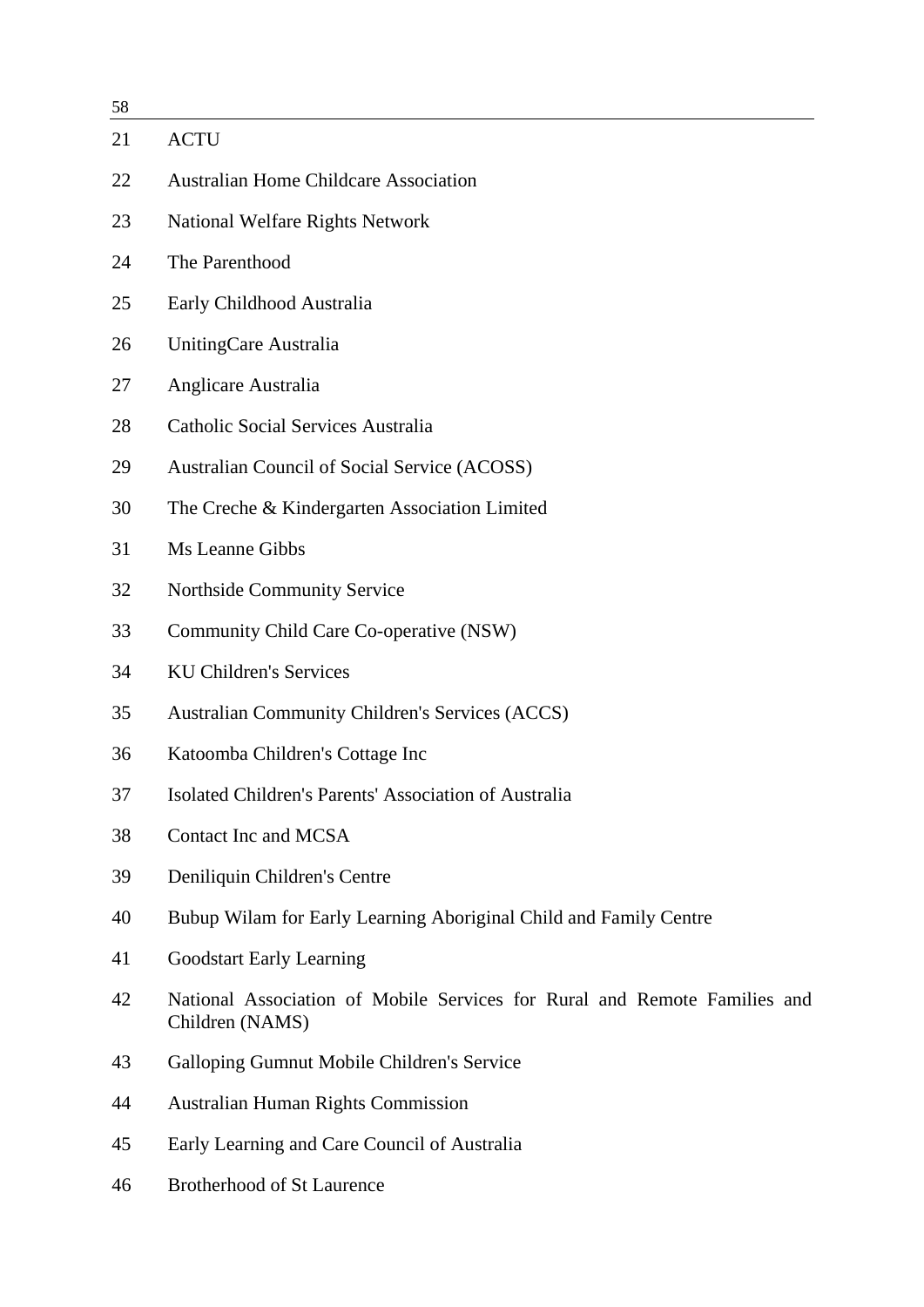21 ACTU

22 Australian Home Childcare Association

23 National Welfare Rights Network

24 The Parenthood

25 Early Childhood Australia

26 UnitingCare Australia

27 Anglicare Australia

28 Catholic Social Services Australia

29 Australian Council of Social Service (ACOSS)

30 The Creche & Kindergarten Association Limited

31 Ms Leanne Gibbs

32 Northside Community Service

33 Community Child Care Co-operative (NSW)

34 KU Children's Services

35 Australian Community Children's Services (ACCS)

36 Katoomba Children's Cottage Inc

37 Isolated Children's Parents' Association of Australia

38 Contact Inc and MCSA

39 Deniliquin Children's Centre

40 Bubup Wilam for Early Learning Aboriginal Child and Family Centre

41 Goodstart Early Learning

42 National Association of Mobile Services for Rural and Remote Families and Children (NAMS)

43 Galloping Gumnut Mobile Children's Service

44 Australian Human Rights Commission

45 Early Learning and Care Council of Australia

46 Brotherhood of St Laurence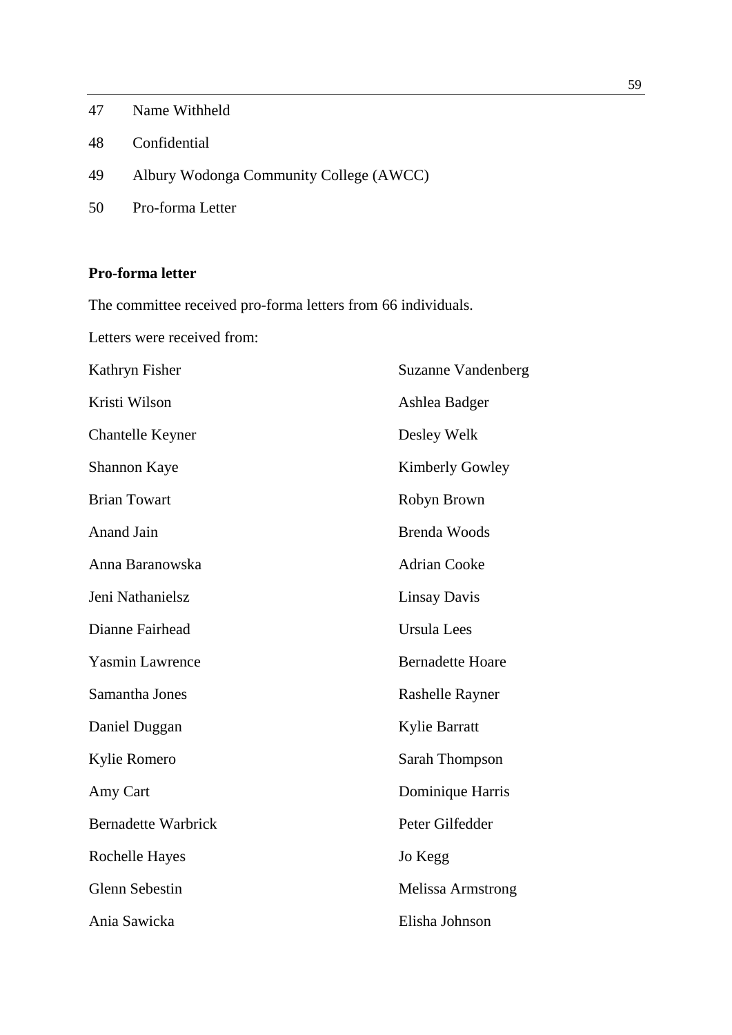| | |
|---|---|
| 47 | Name Withheld |
| 48 | Confidential |
| 49 | Albury Wodonga Community College (AWCC) |
| 50 | Pro-forma Letter |

**Pro-forma letter**

The committee received pro-forma letters from 66 individuals.

Letters were received from:

Kathryn Fisher

Kristi Wilson

Chantelle Keyner

Shannon Kaye

Brian Towart

Anand Jain

Anna Baranowska

Jeni Nathanielsz

Dianne Fairhead

Yasmin Lawrence

Samantha Jones

Daniel Duggan

Kylie Romero

Amy Cart

Bernadette Warbrick

Rochelle Hayes

Glenn Sebestin

Ania Sawicka

Suzanne Vandenberg

Ashlea Badger

Desley Welk

Kimberly Gowley

Robyn Brown

Brenda Woods

Adrian Cooke

Linsay Davis

Ursula Lees

Bernadette Hoare

Rashelle Rayner

Kylie Barratt

Sarah Thompson

Dominique Harris

Peter Gilfedder

Jo Kegg

Melissa Armstrong

Elisha Johnson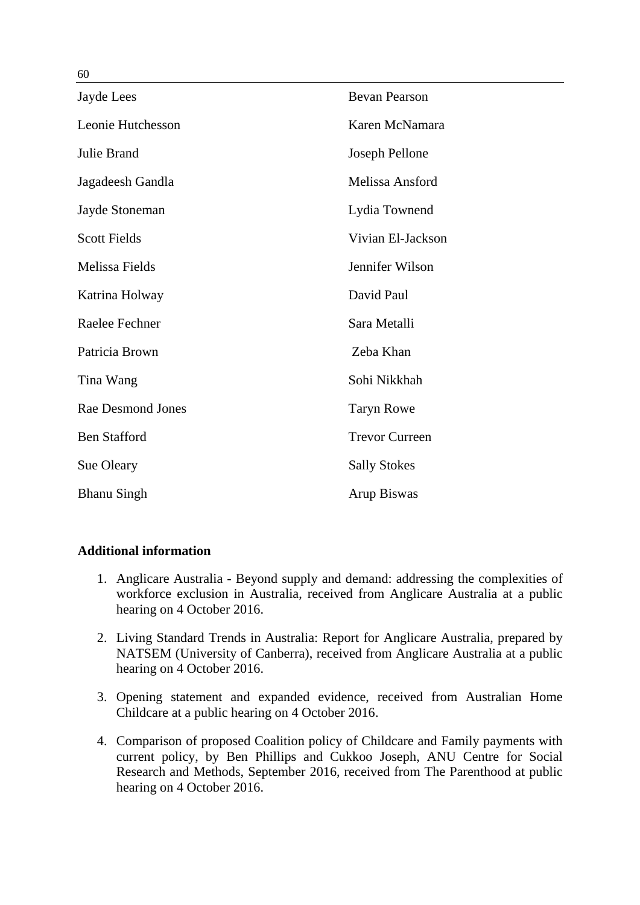Jayde Lees

Leonie Hutchesson

Julie Brand

Jagadeesh Gandla

Jayde Stoneman

Scott Fields

Melissa Fields

Katrina Holway

Raelee Fechner

Patricia Brown

Tina Wang

Rae Desmond Jones

Ben Stafford

Sue Oleary

Bhanu Singh

Bevan Pearson

Karen McNamara

Joseph Pellone

Melissa Ansford

Lydia Townend

Vivian El-Jackson

Jennifer Wilson

David Paul

Sara Metalli

Zeba Khan

Sohi Nikkhah

Taryn Rowe

Trevor Curreen

Sally Stokes

Arup Biswas

**Additional information**

1. Anglicare Australia - Beyond supply and demand: addressing the complexities of workforce exclusion in Australia, received from Anglicare Australia at a public hearing on 4 October 2016.
2. Living Standard Trends in Australia: Report for Anglicare Australia, prepared by NATSEM (University of Canberra), received from Anglicare Australia at a public hearing on 4 October 2016.
3. Opening statement and expanded evidence, received from Australian Home Childcare at a public hearing on 4 October 2016.
4. Comparison of proposed Coalition policy of Childcare and Family payments with current policy, by Ben Phillips and Cukkoo Joseph, ANU Centre for Social Research and Methods, September 2016, received from The Parenthood at public hearing on 4 October 2016.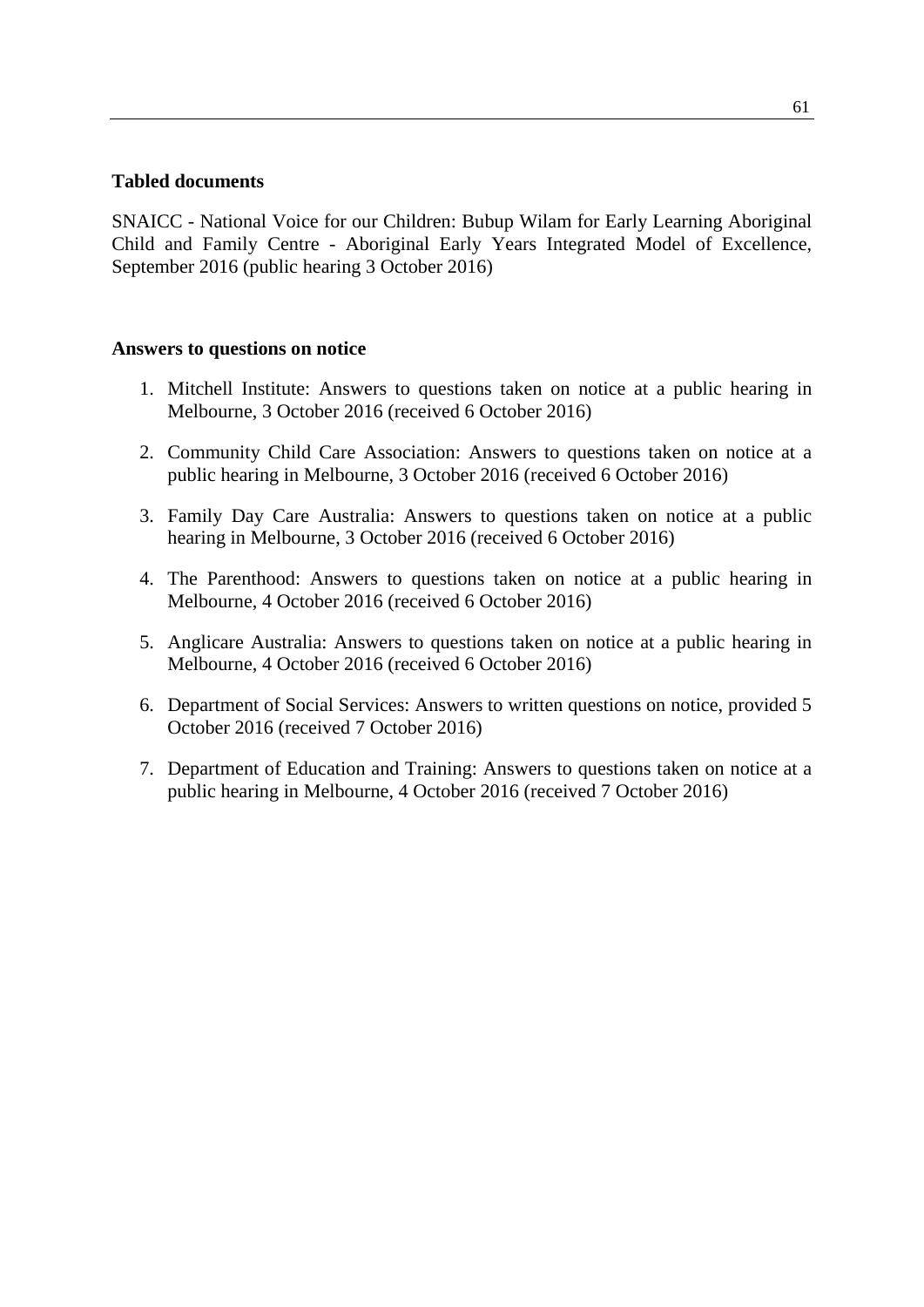**Tabled documents**

SNAICC - National Voice for our Children: Bubup Wilam for Early Learning Aboriginal Child and Family Centre - Aboriginal Early Years Integrated Model of Excellence, September 2016 (public hearing 3 October 2016)

**Answers to questions on notice**

1. Mitchell Institute: Answers to questions taken on notice at a public hearing in Melbourne, 3 October 2016 (received 6 October 2016)
2. Community Child Care Association: Answers to questions taken on notice at a public hearing in Melbourne, 3 October 2016 (received 6 October 2016)
3. Family Day Care Australia: Answers to questions taken on notice at a public hearing in Melbourne, 3 October 2016 (received 6 October 2016)
4. The Parenthood: Answers to questions taken on notice at a public hearing in Melbourne, 4 October 2016 (received 6 October 2016)
5. Anglicare Australia: Answers to questions taken on notice at a public hearing in Melbourne, 4 October 2016 (received 6 October 2016)
6. Department of Social Services: Answers to written questions on notice, provided 5 October 2016 (received 7 October 2016)
7. Department of Education and Training: Answers to questions taken on notice at a public hearing in Melbourne, 4 October 2016 (received 7 October 2016)